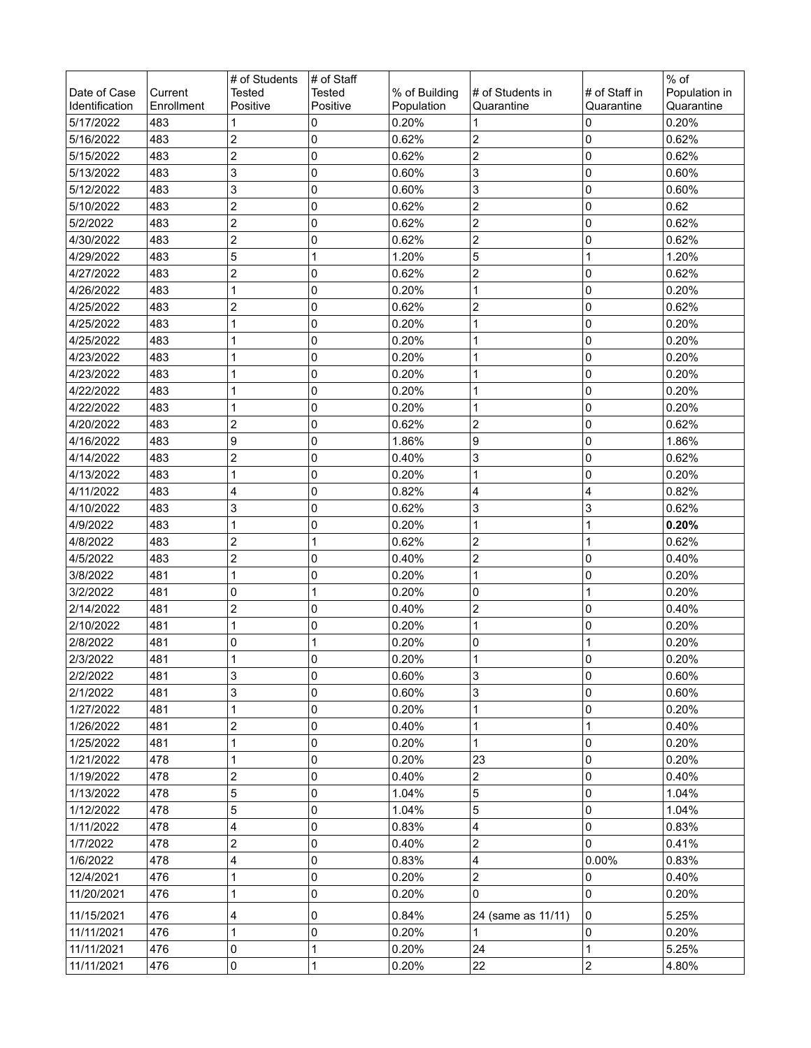| Date of Case Identification | Current Enrollment | # of Students Tested Positive | # of Staff Tested Positive | % of Building Population | # of Students in Quarantine | # of Staff in Quarantine | % of Population in Quarantine |
|---|---|---|---|---|---|---|---|
| 5/17/2022 | 483 | 1 | 0 | 0.20% | 1 | 0 | 0.20% |
| 5/16/2022 | 483 | 2 | 0 | 0.62% | 2 | 0 | 0.62% |
| 5/15/2022 | 483 | 2 | 0 | 0.62% | 2 | 0 | 0.62% |
| 5/13/2022 | 483 | 3 | 0 | 0.60% | 3 | 0 | 0.60% |
| 5/12/2022 | 483 | 3 | 0 | 0.60% | 3 | 0 | 0.60% |
| 5/10/2022 | 483 | 2 | 0 | 0.62% | 2 | 0 | 0.62 |
| 5/2/2022 | 483 | 2 | 0 | 0.62% | 2 | 0 | 0.62% |
| 4/30/2022 | 483 | 2 | 0 | 0.62% | 2 | 0 | 0.62% |
| 4/29/2022 | 483 | 5 | 1 | 1.20% | 5 | 1 | 1.20% |
| 4/27/2022 | 483 | 2 | 0 | 0.62% | 2 | 0 | 0.62% |
| 4/26/2022 | 483 | 1 | 0 | 0.20% | 1 | 0 | 0.20% |
| 4/25/2022 | 483 | 2 | 0 | 0.62% | 2 | 0 | 0.62% |
| 4/25/2022 | 483 | 1 | 0 | 0.20% | 1 | 0 | 0.20% |
| 4/25/2022 | 483 | 1 | 0 | 0.20% | 1 | 0 | 0.20% |
| 4/23/2022 | 483 | 1 | 0 | 0.20% | 1 | 0 | 0.20% |
| 4/23/2022 | 483 | 1 | 0 | 0.20% | 1 | 0 | 0.20% |
| 4/22/2022 | 483 | 1 | 0 | 0.20% | 1 | 0 | 0.20% |
| 4/22/2022 | 483 | 1 | 0 | 0.20% | 1 | 0 | 0.20% |
| 4/20/2022 | 483 | 2 | 0 | 0.62% | 2 | 0 | 0.62% |
| 4/16/2022 | 483 | 9 | 0 | 1.86% | 9 | 0 | 1.86% |
| 4/14/2022 | 483 | 2 | 0 | 0.40% | 3 | 0 | 0.62% |
| 4/13/2022 | 483 | 1 | 0 | 0.20% | 1 | 0 | 0.20% |
| 4/11/2022 | 483 | 4 | 0 | 0.82% | 4 | 4 | 0.82% |
| 4/10/2022 | 483 | 3 | 0 | 0.62% | 3 | 3 | 0.62% |
| 4/9/2022 | 483 | 1 | 0 | 0.20% | 1 | 1 | **0.20%** |
| 4/8/2022 | 483 | 2 | 1 | 0.62% | 2 | 1 | 0.62% |
| 4/5/2022 | 483 | 2 | 0 | 0.40% | 2 | 0 | 0.40% |
| 3/8/2022 | 481 | 1 | 0 | 0.20% | 1 | 0 | 0.20% |
| 3/2/2022 | 481 | 0 | 1 | 0.20% | 0 | 1 | 0.20% |
| 2/14/2022 | 481 | 2 | 0 | 0.40% | 2 | 0 | 0.40% |
| 2/10/2022 | 481 | 1 | 0 | 0.20% | 1 | 0 | 0.20% |
| 2/8/2022 | 481 | 0 | 1 | 0.20% | 0 | 1 | 0.20% |
| 2/3/2022 | 481 | 1 | 0 | 0.20% | 1 | 0 | 0.20% |
| 2/2/2022 | 481 | 3 | 0 | 0.60% | 3 | 0 | 0.60% |
| 2/1/2022 | 481 | 3 | 0 | 0.60% | 3 | 0 | 0.60% |
| 1/27/2022 | 481 | 1 | 0 | 0.20% | 1 | 0 | 0.20% |
| 1/26/2022 | 481 | 2 | 0 | 0.40% | 1 | 1 | 0.40% |
| 1/25/2022 | 481 | 1 | 0 | 0.20% | 1 | 0 | 0.20% |
| 1/21/2022 | 478 | 1 | 0 | 0.20% | 23 | 0 | 0.20% |
| 1/19/2022 | 478 | 2 | 0 | 0.40% | 2 | 0 | 0.40% |
| 1/13/2022 | 478 | 5 | 0 | 1.04% | 5 | 0 | 1.04% |
| 1/12/2022 | 478 | 5 | 0 | 1.04% | 5 | 0 | 1.04% |
| 1/11/2022 | 478 | 4 | 0 | 0.83% | 4 | 0 | 0.83% |
| 1/7/2022 | 478 | 2 | 0 | 0.40% | 2 | 0 | 0.41% |
| 1/6/2022 | 478 | 4 | 0 | 0.83% | 4 | 0.00% | 0.83% |
| 12/4/2021 | 476 | 1 | 0 | 0.20% | 2 | 0 | 0.40% |
| 11/20/2021 | 476 | 1 | 0 | 0.20% | 0 | 0 | 0.20% |
| 11/15/2021 | 476 | 4 | 0 | 0.84% | 24 (same as 11/11) | 0 | 5.25% |
| 11/11/2021 | 476 | 1 | 0 | 0.20% | 1 | 0 | 0.20% |
| 11/11/2021 | 476 | 0 | 1 | 0.20% | 24 | 1 | 5.25% |
| 11/11/2021 | 476 | 0 | 1 | 0.20% | 22 | 2 | 4.80% |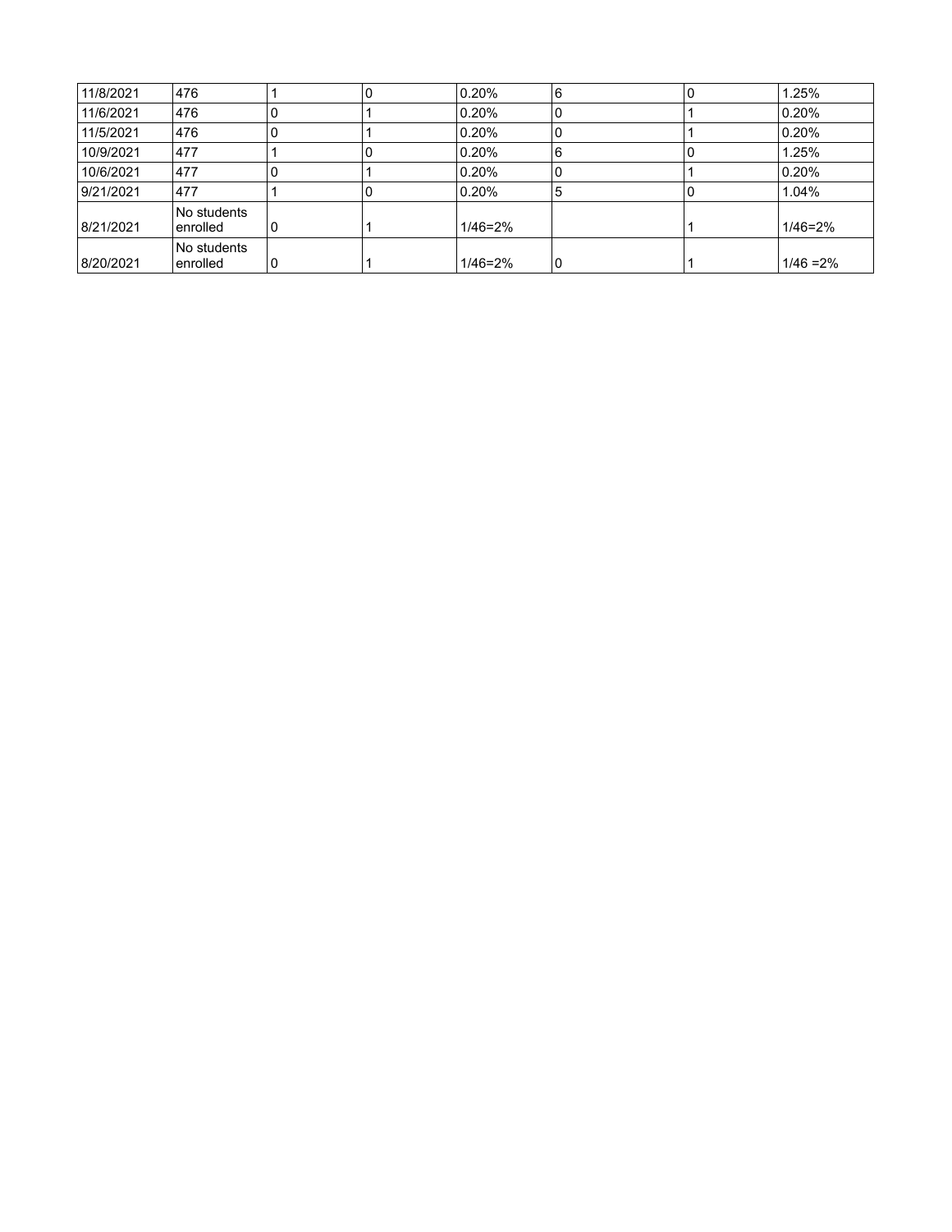| | | | | | | | |
|---|---|---|---|---|---|---|---|
| 11/8/2021 | 476 | 1 | 0 | 0.20% | 6 | 0 | 1.25% |
| 11/6/2021 | 476 | 0 | 1 | 0.20% | 0 | 1 | 0.20% |
| 11/5/2021 | 476 | 0 | 1 | 0.20% | 0 | 1 | 0.20% |
| 10/9/2021 | 477 | 1 | 0 | 0.20% | 6 | 0 | 1.25% |
| 10/6/2021 | 477 | 0 | 1 | 0.20% | 0 | 1 | 0.20% |
| 9/21/2021 | 477 | 1 | 0 | 0.20% | 5 | 0 | 1.04% |
| 8/21/2021 | No students enrolled | 0 | 1 | 1/46=2% | | 1 | 1/46=2% |
| 8/20/2021 | No students enrolled | 0 | 1 | 1/46=2% | 0 | 1 | 1/46 =2% |